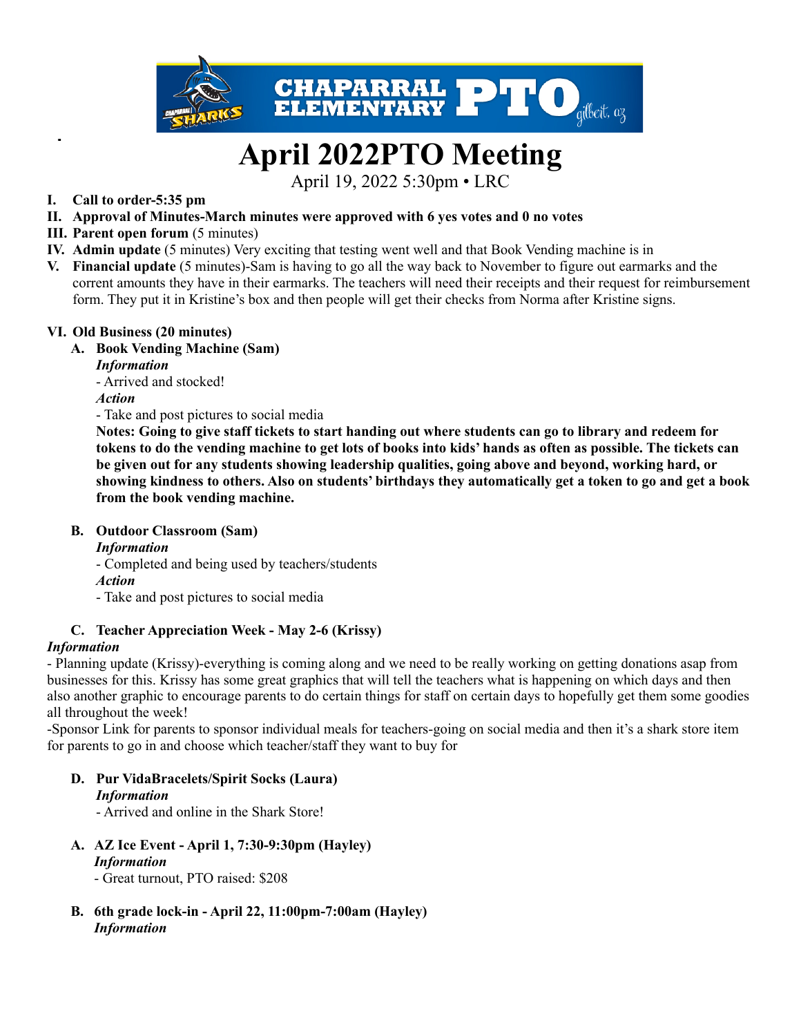# April 2022PTO Meeting

April 19, 2022 5:30pm • LRC

I. **Call to order-5:35 pm**
II. **Approval of Minutes-March minutes were approved with 6 yes votes and 0 no votes**
III. **Parent open forum** (5 minutes)
IV. **Admin update** (5 minutes) Very exciting that testing went well and that Book Vending machine is in
V. **Financial update** (5 minutes)-Sam is having to go all the way back to November to figure out earmarks and the corrent amounts they have in their earmarks. The teachers will need their receipts and their request for reimbursement form. They put it in Kristine's box and then people will get their checks from Norma after Kristine signs.

VI. **Old Business (20 minutes)**

A. **Book Vending Machine (Sam)**

***Information***

- Arrived and stocked!

***Action***

- Take and post pictures to social media

**Notes: Going to give staff tickets to start handing out where students can go to library and redeem for tokens to do the vending machine to get lots of books into kids' hands as often as possible. The tickets can be given out for any students showing leadership qualities, going above and beyond, working hard, or showing kindness to others. Also on students' birthdays they automatically get a token to go and get a book from the book vending machine.**

B. **Outdoor Classroom (Sam)**

***Information***

- Completed and being used by teachers/students

***Action***

- Take and post pictures to social media

C. **Teacher Appreciation Week - May 2-6 (Krissy)**

***Information***

- Planning update (Krissy)-everything is coming along and we need to be really working on getting donations asap from businesses for this. Krissy has some great graphics that will tell the teachers what is happening on which days and then also another graphic to encourage parents to do certain things for staff on certain days to hopefully get them some goodies all throughout the week!

-Sponsor Link for parents to sponsor individual meals for teachers-going on social media and then it's a shark store item for parents to go in and choose which teacher/staff they want to buy for

D. **Pur VidaBracelets/Spirit Socks (Laura)**

***Information***

- Arrived and online in the Shark Store!

A. **AZ Ice Event - April 1, 7:30-9:30pm (Hayley)**

***Information***

- Great turnout, PTO raised: $208

B. **6th grade lock-in - April 22, 11:00pm-7:00am (Hayley)**

***Information***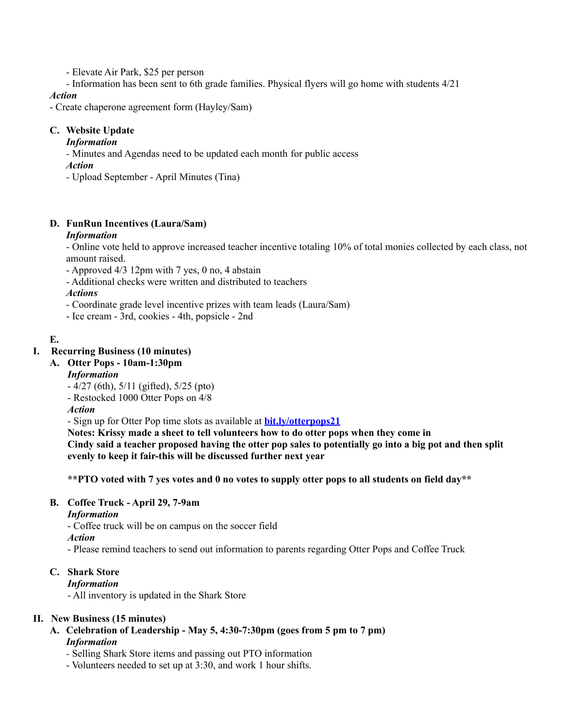- Elevate Air Park, $25 per person
- Information has been sent to 6th grade families. Physical flyers will go home with students 4/21

***Action***

- Create chaperone agreement form (Hayley/Sam)

**C. Website Update**

***Information***

- Minutes and Agendas need to be updated each month for public access

***Action***

- Upload September - April Minutes (Tina)

**D. FunRun Incentives (Laura/Sam)**

***Information***

- Online vote held to approve increased teacher incentive totaling 10% of total monies collected by each class, not amount raised.
- Approved 4/3 12pm with 7 yes, 0 no, 4 abstain
- Additional checks were written and distributed to teachers

***Actions***

- Coordinate grade level incentive prizes with team leads (Laura/Sam)
- Ice cream - 3rd, cookies - 4th, popsicle - 2nd

**E.**

## I. Recurring Business (10 minutes)

**A. Otter Pops - 10am-1:30pm**

***Information***

- 4/27 (6th), 5/11 (gifted), 5/25 (pto)
- Restocked 1000 Otter Pops on 4/8

***Action***

- Sign up for Otter Pop time slots as available at [**bit.ly/otterpops21**](bit.ly/otterpops21)

**Notes: Krissy made a sheet to tell volunteers how to do otter pops when they come in**
**Cindy said a teacher proposed having the otter pop sales to potentially go into a big pot and then split evenly to keep it fair-this will be discussed further next year**

****PTO voted with 7 yes votes and 0 no votes to supply otter pops to all students on field day****

**B. Coffee Truck - April 29, 7-9am**

***Information***

- Coffee truck will be on campus on the soccer field

***Action***

- Please remind teachers to send out information to parents regarding Otter Pops and Coffee Truck

**C. Shark Store**

***Information***

- All inventory is updated in the Shark Store

## II. New Business (15 minutes)

**A. Celebration of Leadership - May 5, 4:30-7:30pm (goes from 5 pm to 7 pm)**

***Information***

- Selling Shark Store items and passing out PTO information
- Volunteers needed to set up at 3:30, and work 1 hour shifts.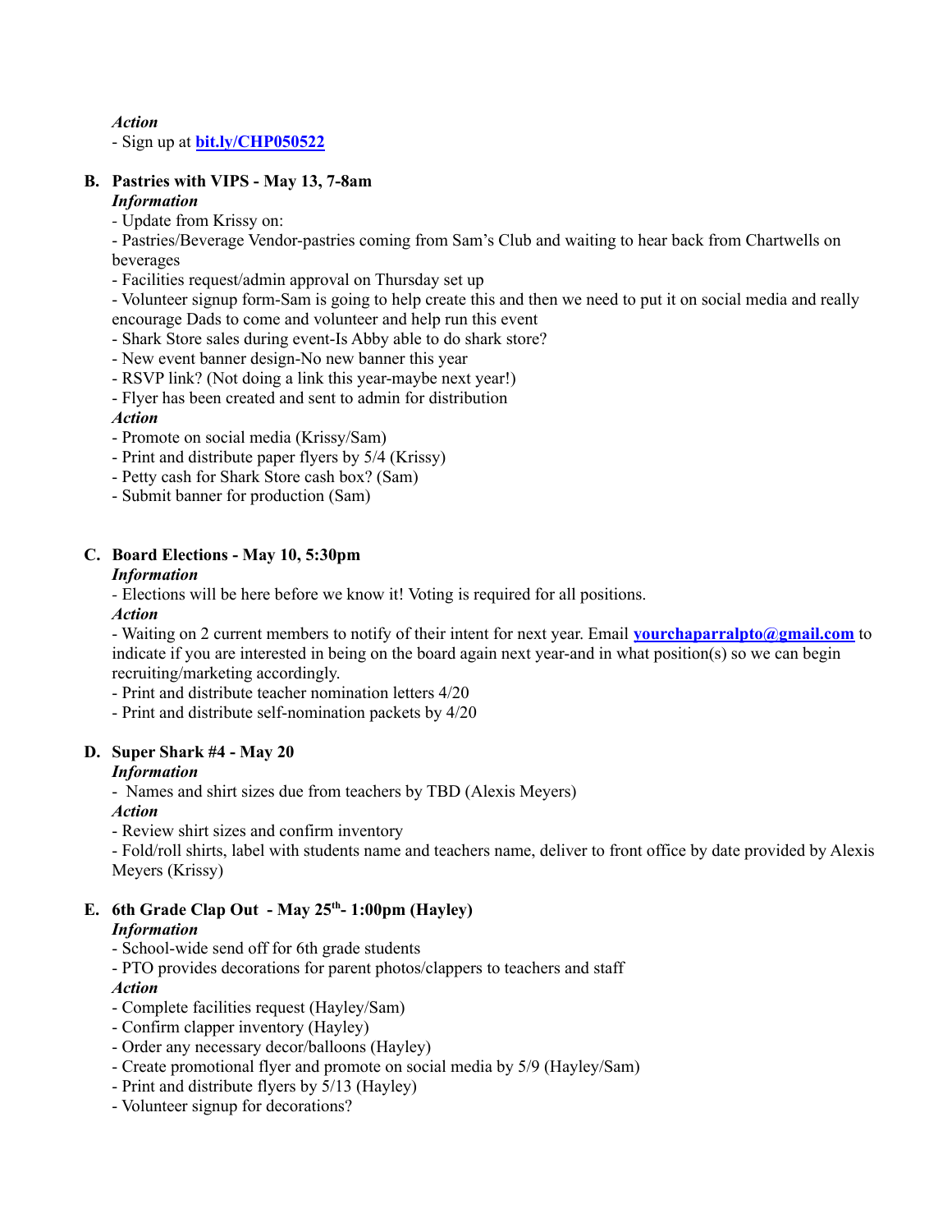*Action*

- Sign up at **[bit.ly/CHP050522](bit.ly/CHP050522)**

**B. Pastries with VIPS - May 13, 7-8am**

*Information*

- Update from Krissy on:
- Pastries/Beverage Vendor-pastries coming from Sam's Club and waiting to hear back from Chartwells on beverages
- Facilities request/admin approval on Thursday set up
- Volunteer signup form-Sam is going to help create this and then we need to put it on social media and really encourage Dads to come and volunteer and help run this event
- Shark Store sales during event-Is Abby able to do shark store?
- New event banner design-No new banner this year
- RSVP link? (Not doing a link this year-maybe next year!)
- Flyer has been created and sent to admin for distribution

*Action*

- Promote on social media (Krissy/Sam)
- Print and distribute paper flyers by 5/4 (Krissy)
- Petty cash for Shark Store cash box? (Sam)
- Submit banner for production (Sam)

**C. Board Elections - May 10, 5:30pm**

*Information*

- Elections will be here before we know it! Voting is required for all positions.

*Action*

- Waiting on 2 current members to notify of their intent for next year. Email **[yourchaparralpto@gmail.com](mailto:yourchaparralpto@gmail.com)** to indicate if you are interested in being on the board again next year-and in what position(s) so we can begin recruiting/marketing accordingly.
- Print and distribute teacher nomination letters 4/20
- Print and distribute self-nomination packets by 4/20

**D. Super Shark #4 - May 20**

*Information*

- Names and shirt sizes due from teachers by TBD (Alexis Meyers)

*Action*

- Review shirt sizes and confirm inventory
- Fold/roll shirts, label with students name and teachers name, deliver to front office by date provided by Alexis Meyers (Krissy)

**E. 6th Grade Clap Out - May 25th- 1:00pm (Hayley)**

*Information*

- School-wide send off for 6th grade students
- PTO provides decorations for parent photos/clappers to teachers and staff

*Action*

- Complete facilities request (Hayley/Sam)
- Confirm clapper inventory (Hayley)
- Order any necessary decor/balloons (Hayley)
- Create promotional flyer and promote on social media by 5/9 (Hayley/Sam)
- Print and distribute flyers by 5/13 (Hayley)
- Volunteer signup for decorations?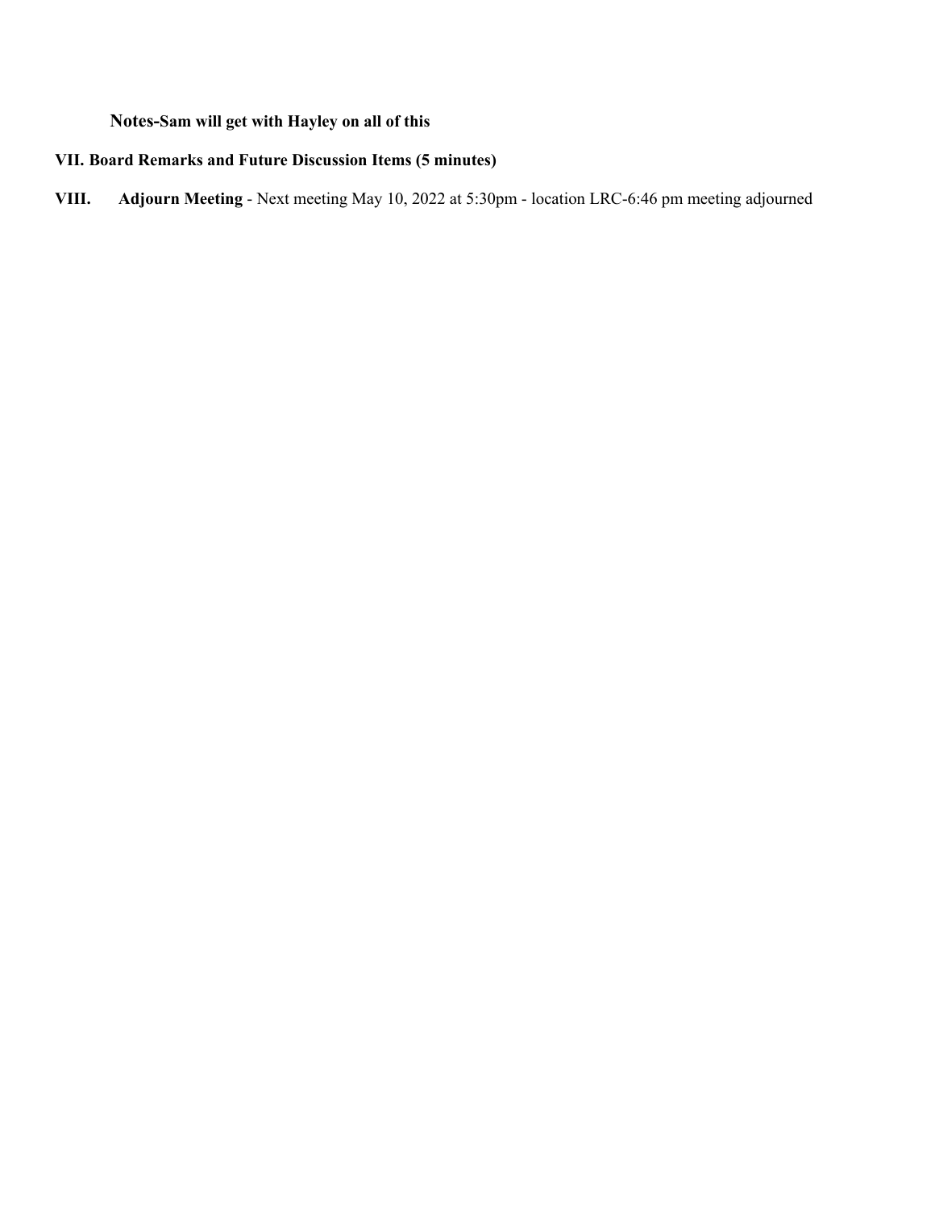**Notes-Sam will get with Hayley on all of this**

**VII. Board Remarks and Future Discussion Items (5 minutes)**

**VIII. Adjourn Meeting** - Next meeting May 10, 2022 at 5:30pm - location LRC-6:46 pm meeting adjourned